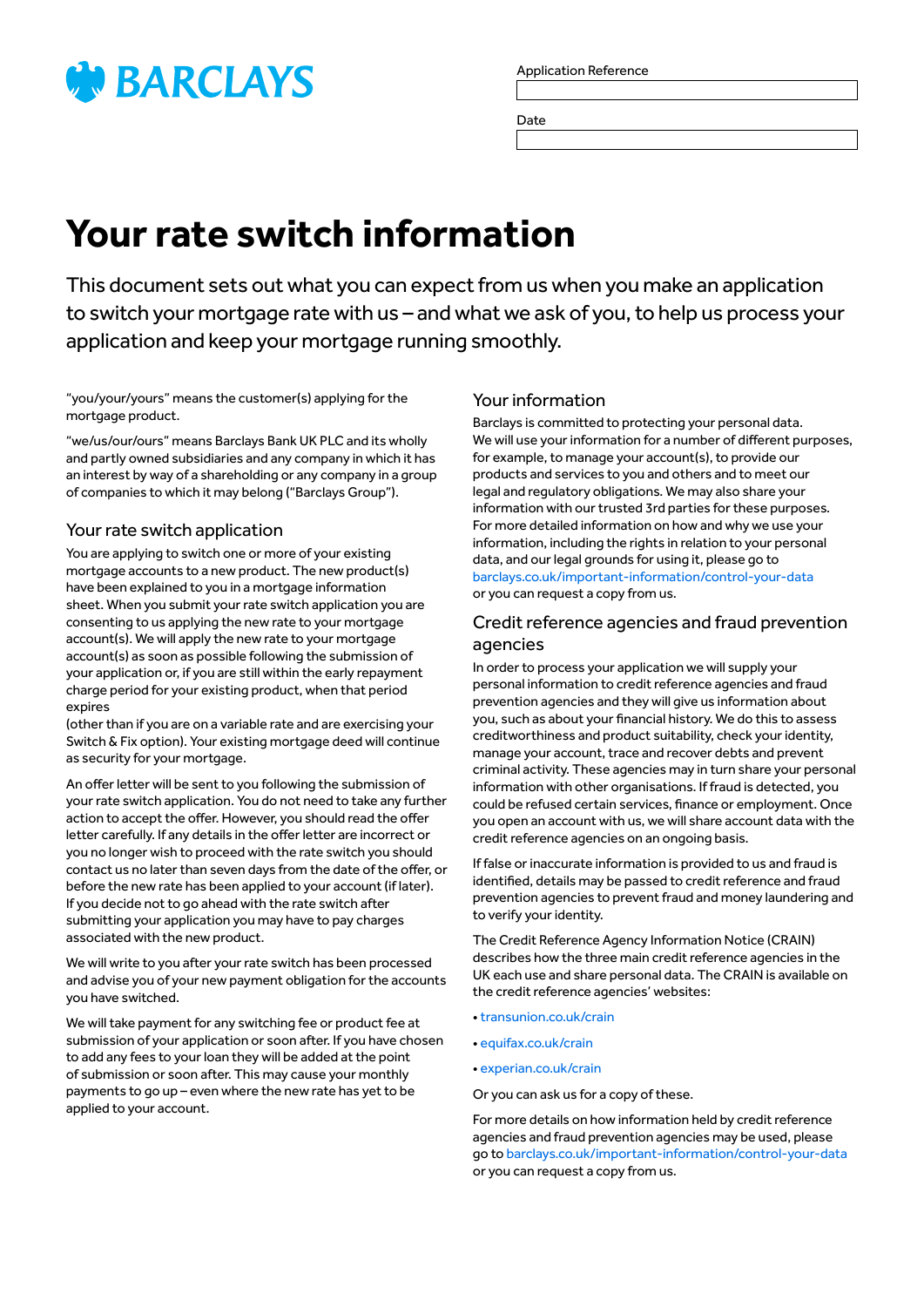BARCLAYS

Application Reference

Date

# Your rate switch information

This document sets out what you can expect from us when you make an application to switch your mortgage rate with us – and what we ask of you, to help us process your application and keep your mortgage running smoothly.

"you/your/yours" means the customer(s) applying for the mortgage product.

"we/us/our/ours" means Barclays Bank UK PLC and its wholly and partly owned subsidiaries and any company in which it has an interest by way of a shareholding or any company in a group of companies to which it may belong ("Barclays Group").

## Your rate switch application

You are applying to switch one or more of your existing mortgage accounts to a new product. The new product(s) have been explained to you in a mortgage information sheet. When you submit your rate switch application you are consenting to us applying the new rate to your mortgage account(s). We will apply the new rate to your mortgage account(s) as soon as possible following the submission of your application or, if you are still within the early repayment charge period for your existing product, when that period expires
(other than if you are on a variable rate and are exercising your Switch & Fix option). Your existing mortgage deed will continue as security for your mortgage.

An offer letter will be sent to you following the submission of your rate switch application. You do not need to take any further action to accept the offer. However, you should read the offer letter carefully. If any details in the offer letter are incorrect or you no longer wish to proceed with the rate switch you should contact us no later than seven days from the date of the offer, or before the new rate has been applied to your account (if later). If you decide not to go ahead with the rate switch after submitting your application you may have to pay charges associated with the new product.

We will write to you after your rate switch has been processed and advise you of your new payment obligation for the accounts you have switched.

We will take payment for any switching fee or product fee at submission of your application or soon after. If you have chosen to add any fees to your loan they will be added at the point of submission or soon after. This may cause your monthly payments to go up – even where the new rate has yet to be applied to your account.

## Your information

Barclays is committed to protecting your personal data. We will use your information for a number of different purposes, for example, to manage your account(s), to provide our products and services to you and others and to meet our legal and regulatory obligations. We may also share your information with our trusted 3rd parties for these purposes. For more detailed information on how and why we use your information, including the rights in relation to your personal data, and our legal grounds for using it, please go to barclays.co.uk/important-information/control-your-data or you can request a copy from us.

## Credit reference agencies and fraud prevention agencies

In order to process your application we will supply your personal information to credit reference agencies and fraud prevention agencies and they will give us information about you, such as about your financial history. We do this to assess creditworthiness and product suitability, check your identity, manage your account, trace and recover debts and prevent criminal activity. These agencies may in turn share your personal information with other organisations. If fraud is detected, you could be refused certain services, finance or employment. Once you open an account with us, we will share account data with the credit reference agencies on an ongoing basis.

If false or inaccurate information is provided to us and fraud is identified, details may be passed to credit reference and fraud prevention agencies to prevent fraud and money laundering and to verify your identity.

The Credit Reference Agency Information Notice (CRAIN) describes how the three main credit reference agencies in the UK each use and share personal data. The CRAIN is available on the credit reference agencies' websites:

- transunion.co.uk/crain
- equifax.co.uk/crain
- experian.co.uk/crain

Or you can ask us for a copy of these.

For more details on how information held by credit reference agencies and fraud prevention agencies may be used, please go to barclays.co.uk/important-information/control-your-data or you can request a copy from us.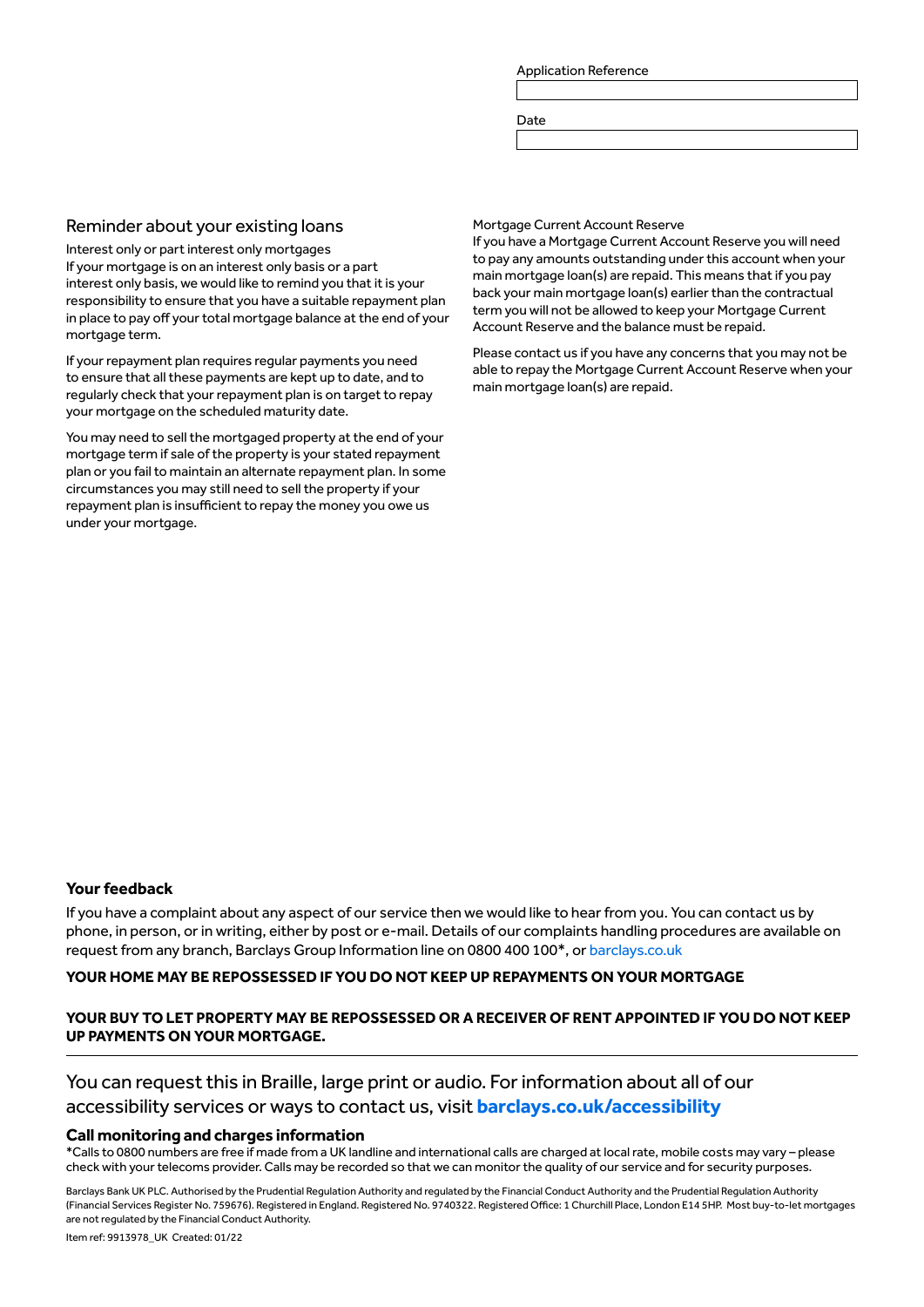Application Reference

Date

## Reminder about your existing loans

Interest only or part interest only mortgages
If your mortgage is on an interest only basis or a part interest only basis, we would like to remind you that it is your responsibility to ensure that you have a suitable repayment plan in place to pay off your total mortgage balance at the end of your mortgage term.

If your repayment plan requires regular payments you need to ensure that all these payments are kept up to date, and to regularly check that your repayment plan is on target to repay your mortgage on the scheduled maturity date.

You may need to sell the mortgaged property at the end of your mortgage term if sale of the property is your stated repayment plan or you fail to maintain an alternate repayment plan. In some circumstances you may still need to sell the property if your repayment plan is insufficient to repay the money you owe us under your mortgage.

Mortgage Current Account Reserve
If you have a Mortgage Current Account Reserve you will need to pay any amounts outstanding under this account when your main mortgage loan(s) are repaid. This means that if you pay back your main mortgage loan(s) earlier than the contractual term you will not be allowed to keep your Mortgage Current Account Reserve and the balance must be repaid.

Please contact us if you have any concerns that you may not be able to repay the Mortgage Current Account Reserve when your main mortgage loan(s) are repaid.

**Your feedback**

If you have a complaint about any aspect of our service then we would like to hear from you. You can contact us by phone, in person, or in writing, either by post or e-mail. Details of our complaints handling procedures are available on request from any branch, Barclays Group Information line on 0800 400 100*, or barclays.co.uk

**YOUR HOME MAY BE REPOSSESSED IF YOU DO NOT KEEP UP REPAYMENTS ON YOUR MORTGAGE**

**YOUR BUY TO LET PROPERTY MAY BE REPOSSESSED OR A RECEIVER OF RENT APPOINTED IF YOU DO NOT KEEP UP PAYMENTS ON YOUR MORTGAGE.**

---

You can request this in Braille, large print or audio. For information about all of our accessibility services or ways to contact us, visit **barclays.co.uk/accessibility**

**Call monitoring and charges information**
*Calls to 0800 numbers are free if made from a UK landline and international calls are charged at local rate, mobile costs may vary – please check with your telecoms provider. Calls may be recorded so that we can monitor the quality of our service and for security purposes.

Barclays Bank UK PLC. Authorised by the Prudential Regulation Authority and regulated by the Financial Conduct Authority and the Prudential Regulation Authority (Financial Services Register No. 759676). Registered in England. Registered No. 9740322. Registered Office: 1 Churchill Place, London E14 5HP. Most buy-to-let mortgages are not regulated by the Financial Conduct Authority.

Item ref: 9913978_UK Created: 01/22